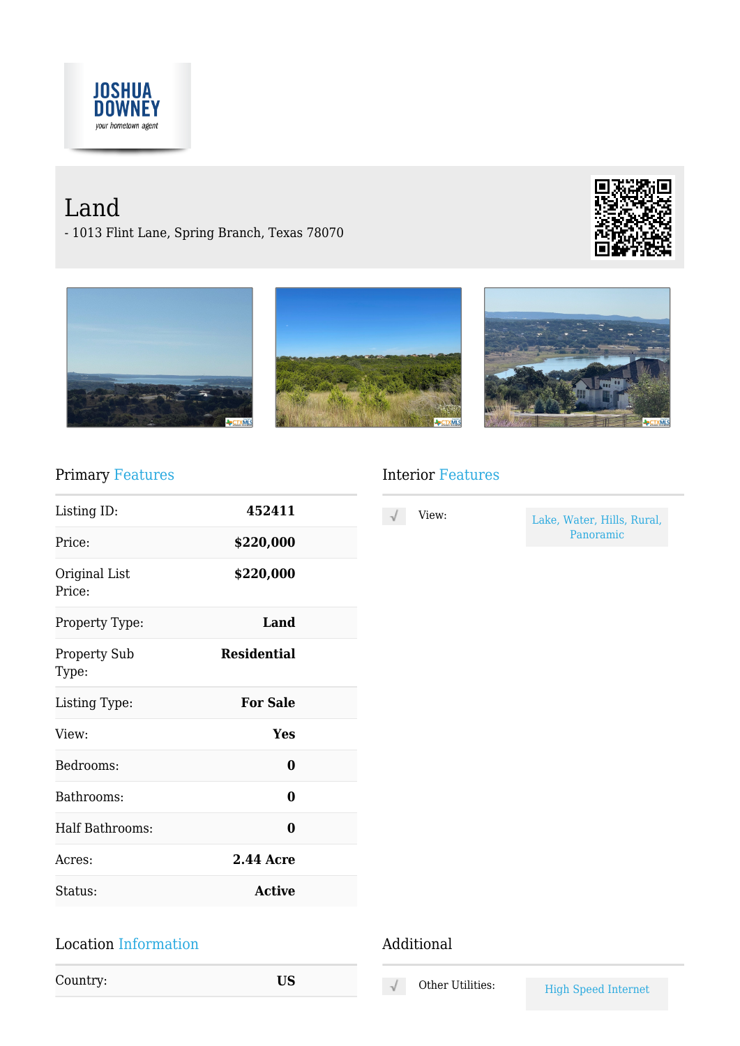JOSHUA DOWNEY
your hometown agent

# Land

- 1013 Flint Lane, Spring Branch, Texas 78070

## Primary Features

| | |
|---|---|
| Listing ID: | **452411** |
| Price: | **$220,000** |
| Original List Price: | **$220,000** |
| Property Type: | **Land** |
| Property Sub Type: | **Residential** |
| Listing Type: | **For Sale** |
| View: | **Yes** |
| Bedrooms: | **0** |
| Bathrooms: | **0** |
| Half Bathrooms: | **0** |
| Acres: | **2.44 Acre** |
| Status: | **Active** |

## Interior Features

| | |
|---|---|
| View: | Lake, Water, Hills, Rural, Panoramic |

## Location Information

| | |
|---|---|
| Country: | **US** |

## Additional

| | |
|---|---|
| Other Utilities: | High Speed Internet |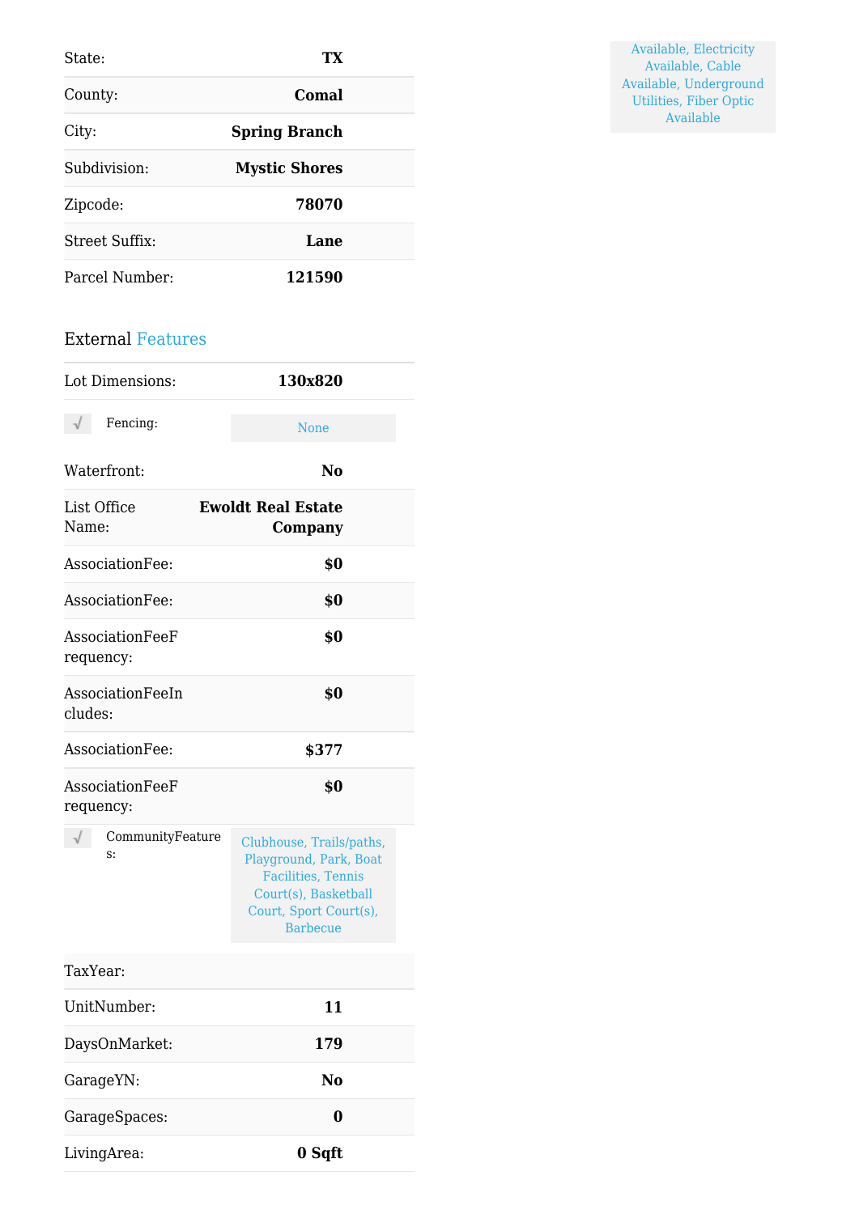Available, Electricity Available, Cable Available, Underground Utilities, Fiber Optic Available

| | |
|---|---|
| State: | **TX** |
| County: | **Comal** |
| City: | **Spring Branch** |
| Subdivision: | **Mystic Shores** |
| Zipcode: | **78070** |
| Street Suffix: | **Lane** |
| Parcel Number: | **121590** |

## External Features

| | |
|---|---|
| Lot Dimensions: | **130x820** |
| √ Fencing: | None |
| Waterfront: | **No** |
| List Office Name: | **Ewoldt Real Estate Company** |
| AssociationFee: | **$0** |
| AssociationFee: | **$0** |
| AssociationFeeFrequency: | **$0** |
| AssociationFeeIncludes: | **$0** |
| AssociationFee: | **$377** |
| AssociationFeeFrequency: | **$0** |
| √ CommunityFeatures: | Clubhouse, Trails/paths, Playground, Park, Boat Facilities, Tennis Court(s), Basketball Court, Sport Court(s), Barbecue |
| TaxYear: | |
| UnitNumber: | **11** |
| DaysOnMarket: | **179** |
| GarageYN: | **No** |
| GarageSpaces: | **0** |
| LivingArea: | **0 Sqft** |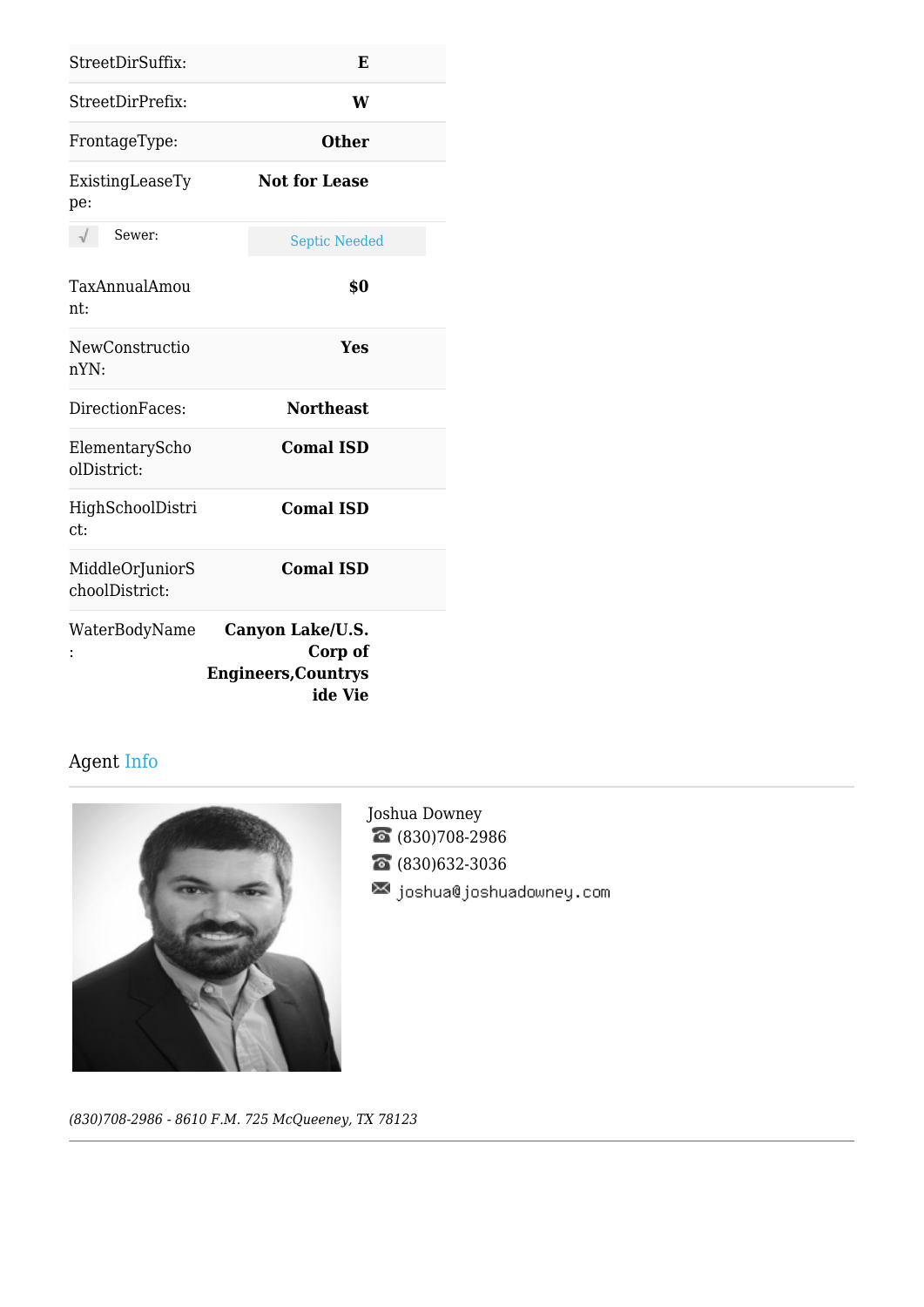| | |
|---|---|
| StreetDirSuffix: | **E** |
| StreetDirPrefix: | **W** |
| FrontageType: | **Other** |
| ExistingLeaseType: | **Not for Lease** |
| √ Sewer: | Septic Needed |
| TaxAnnualAmount: | **$0** |
| NewConstructionYN: | **Yes** |
| DirectionFaces: | **Northeast** |
| ElementarySchoolDistrict: | **Comal ISD** |
| HighSchoolDistrict: | **Comal ISD** |
| MiddleOrJuniorSchoolDistrict: | **Comal ISD** |
| WaterBodyName: | **Canyon Lake/U.S. Corp of Engineers,Countryside Vie** |

## Agent Info

Joshua Downey

(830)708-2986

(830)632-3036

joshua@joshuadowney.com

*(830)708-2986 - 8610 F.M. 725 McQueeney, TX 78123*